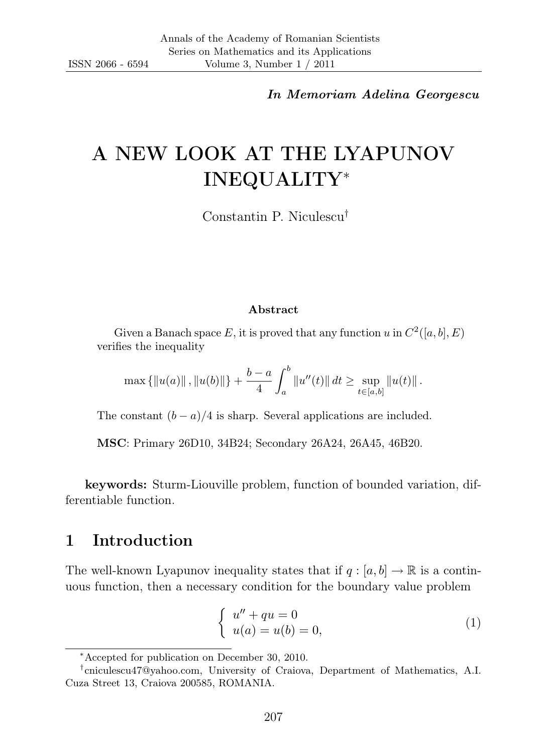*In Memoriam Adelina Georgescu*

# A NEW LOOK AT THE LYAPUNOV INEQUALITY*

Constantin P. Niculescu†

### Abstract

Given a Banach space $E$, it is proved that any function $u$ in $C^2([a,b],E)$ verifies the inequality

$$\max\{\|u(a)\|, \|u(b)\|\} + \frac{b-a}{4}\int_a^b \|u''(t)\| \, dt \geq \sup_{t\in[a,b]} \|u(t)\| .$$

The constant $(b-a)/4$ is sharp. Several applications are included.

**MSC**: Primary 26D10, 34B24; Secondary 26A24, 26A45, 46B20.

**keywords:** Sturm-Liouville problem, function of bounded variation, differentiable function.

## 1 Introduction

The well-known Lyapunov inequality states that if $q : [a,b] \to \mathbb{R}$ is a continuous function, then a necessary condition for the boundary value problem

$$\begin{cases} u'' + qu = 0 \\ u(a) = u(b) = 0, \end{cases} \tag{1}$$

*Accepted for publication on December 30, 2010.

†cniculescu47@yahoo.com, University of Craiova, Department of Mathematics, A.I. Cuza Street 13, Craiova 200585, ROMANIA.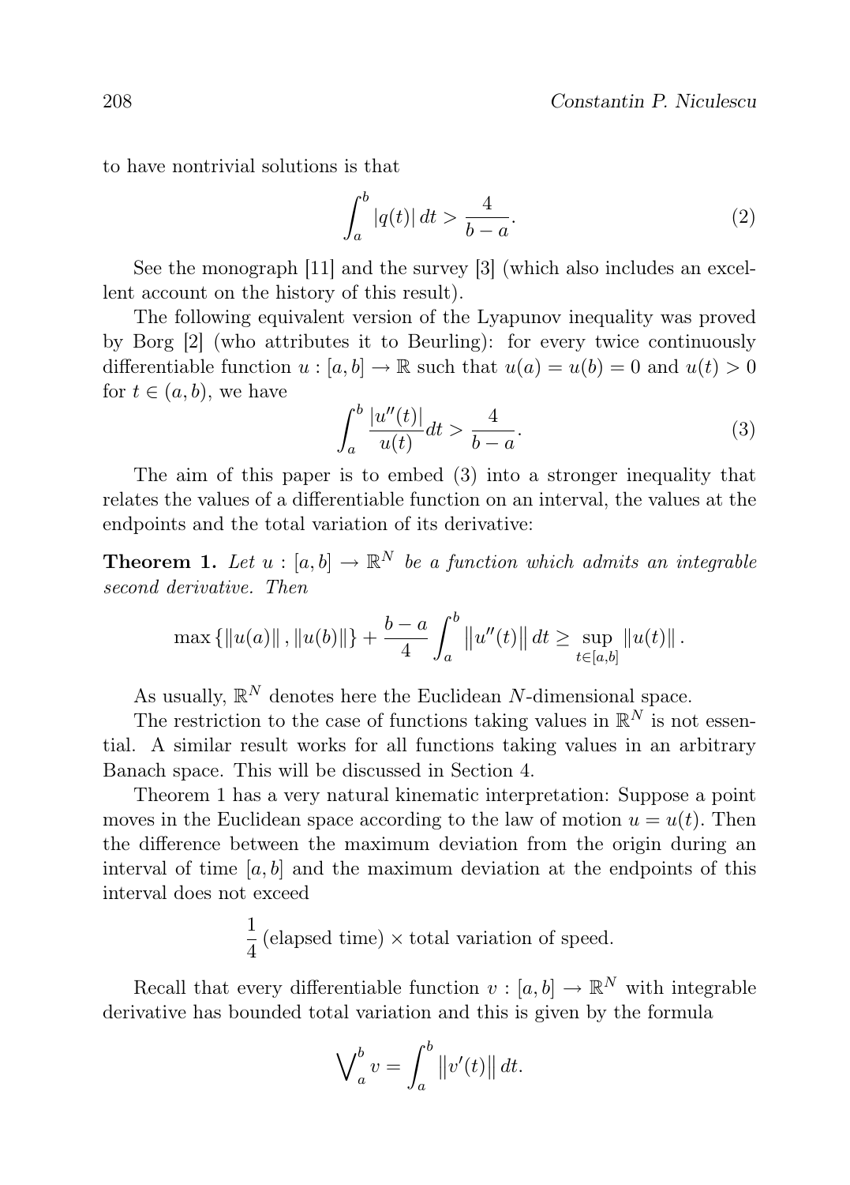to have nontrivial solutions is that

$$\int_a^b |q(t)|\,dt > \frac{4}{b-a}. \tag{2}$$

See the monograph [11] and the survey [3] (which also includes an excellent account on the history of this result).

The following equivalent version of the Lyapunov inequality was proved by Borg [2] (who attributes it to Beurling): for every twice continuously differentiable function $u : [a, b] \to \mathbb{R}$ such that $u(a) = u(b) = 0$ and $u(t) > 0$ for $t \in (a, b)$, we have

$$\int_a^b \frac{|u''(t)|}{u(t)}dt > \frac{4}{b-a}. \tag{3}$$

The aim of this paper is to embed (3) into a stronger inequality that relates the values of a differentiable function on an interval, the values at the endpoints and the total variation of its derivative:

**Theorem 1.** *Let $u : [a, b] \to \mathbb{R}^N$ be a function which admits an integrable second derivative. Then*

$$\max\{\|u(a)\|, \|u(b)\|\} + \frac{b-a}{4}\int_a^b \|u''(t)\|\,dt \geq \sup_{t\in[a,b]} \|u(t)\|.$$

As usually, $\mathbb{R}^N$ denotes here the Euclidean $N$-dimensional space.

The restriction to the case of functions taking values in $\mathbb{R}^N$ is not essential. A similar result works for all functions taking values in an arbitrary Banach space. This will be discussed in Section 4.

Theorem 1 has a very natural kinematic interpretation: Suppose a point moves in the Euclidean space according to the law of motion $u = u(t)$. Then the difference between the maximum deviation from the origin during an interval of time $[a, b]$ and the maximum deviation at the endpoints of this interval does not exceed

$$\frac{1}{4}\,(\text{elapsed time}) \times \text{total variation of speed}.$$

Recall that every differentiable function $v : [a, b] \to \mathbb{R}^N$ with integrable derivative has bounded total variation and this is given by the formula

$$\bigvee\nolimits_a^b v = \int_a^b \|v'(t)\|\,dt.$$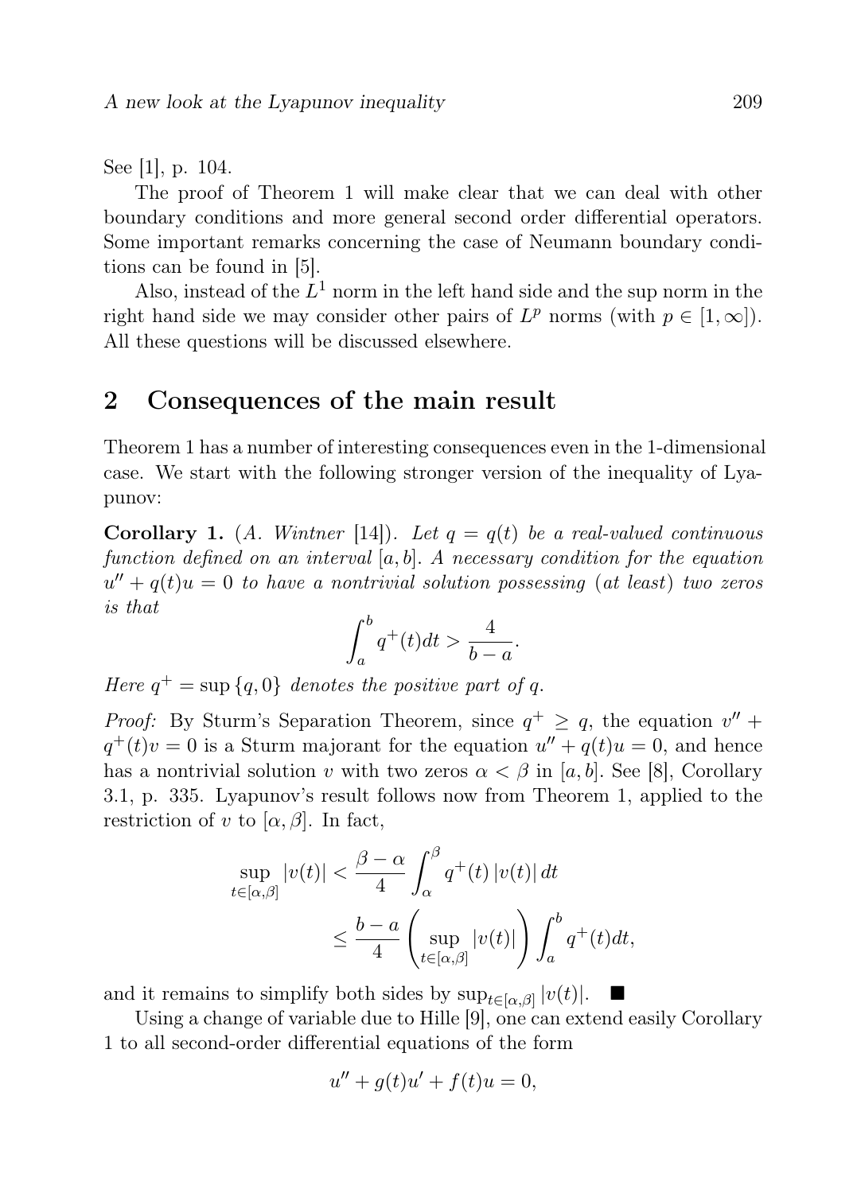See [1], p. 104.

The proof of Theorem 1 will make clear that we can deal with other boundary conditions and more general second order differential operators. Some important remarks concerning the case of Neumann boundary conditions can be found in [5].

Also, instead of the $L^1$ norm in the left hand side and the sup norm in the right hand side we may consider other pairs of $L^p$ norms (with $p \in [1, \infty]$). All these questions will be discussed elsewhere.

## 2 Consequences of the main result

Theorem 1 has a number of interesting consequences even in the 1-dimensional case. We start with the following stronger version of the inequality of Lyapunov:

**Corollary 1.** (*A. Wintner* [14]). *Let $q = q(t)$ be a real-valued continuous function defined on an interval $[a, b]$. A necessary condition for the equation $u'' + q(t)u = 0$ to have a nontrivial solution possessing (at least) two zeros is that*

$$\int_a^b q^+(t)dt > \frac{4}{b-a}.$$

*Here $q^+ = \sup\{q, 0\}$ denotes the positive part of $q$.*

*Proof:* By Sturm's Separation Theorem, since $q^+ \geq q$, the equation $v'' + q^+(t)v = 0$ is a Sturm majorant for the equation $u'' + q(t)u = 0$, and hence has a nontrivial solution $v$ with two zeros $\alpha < \beta$ in $[a, b]$. See [8], Corollary 3.1, p. 335. Lyapunov's result follows now from Theorem 1, applied to the restriction of $v$ to $[\alpha, \beta]$. In fact,

$$\begin{aligned} \sup_{t \in [\alpha, \beta]} |v(t)| &< \frac{\beta - \alpha}{4} \int_\alpha^\beta q^+(t)\,|v(t)|\,dt \\ &\leq \frac{b-a}{4} \left( \sup_{t \in [\alpha, \beta]} |v(t)| \right) \int_a^b q^+(t)dt, \end{aligned}$$

and it remains to simplify both sides by $\sup_{t \in [\alpha, \beta]} |v(t)|$. ■

Using a change of variable due to Hille [9], one can extend easily Corollary 1 to all second-order differential equations of the form

$$u'' + g(t)u' + f(t)u = 0,$$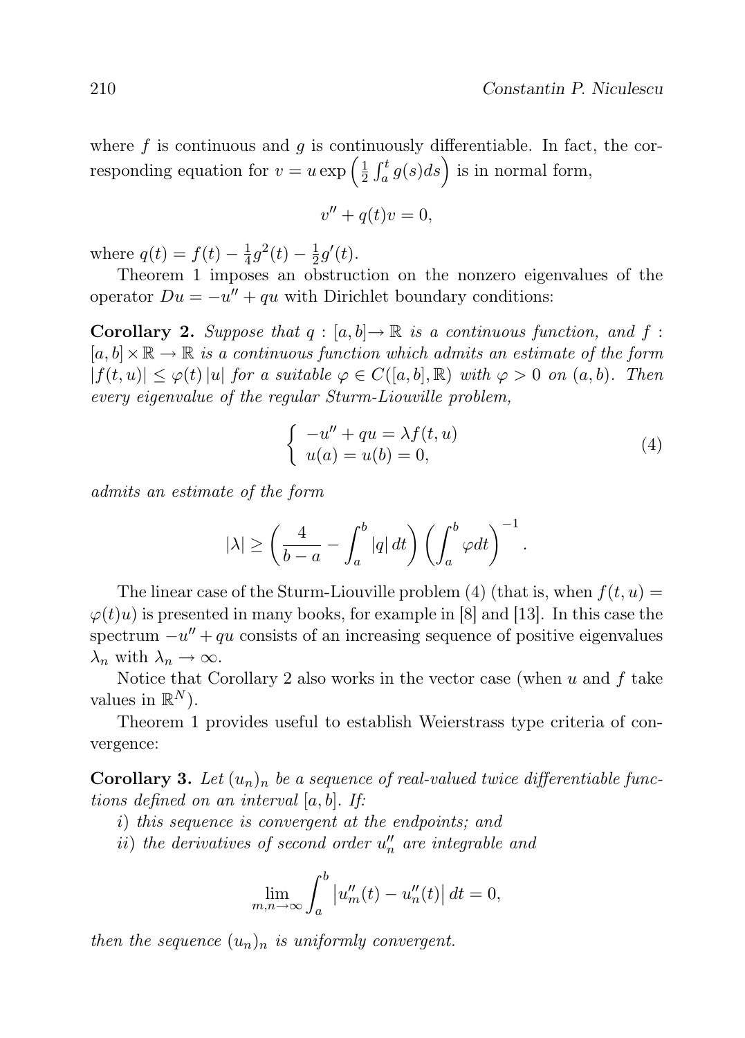where $f$ is continuous and $g$ is continuously differentiable. In fact, the corresponding equation for $v = u \exp\left(\frac{1}{2}\int_a^t g(s)ds\right)$ is in normal form,

$$v'' + q(t)v = 0,$$

where $q(t) = f(t) - \frac{1}{4}g^2(t) - \frac{1}{2}g'(t)$.

Theorem 1 imposes an obstruction on the nonzero eigenvalues of the operator $Du = -u'' + qu$ with Dirichlet boundary conditions:

**Corollary 2.** *Suppose that $q : [a, b] \to \mathbb{R}$ is a continuous function, and $f : [a, b] \times \mathbb{R} \to \mathbb{R}$ is a continuous function which admits an estimate of the form $|f(t, u)| \le \varphi(t) |u|$ for a suitable $\varphi \in C([a, b], \mathbb{R})$ with $\varphi > 0$ on $(a, b)$. Then every eigenvalue of the regular Sturm-Liouville problem,*

$$\begin{cases} -u'' + qu = \lambda f(t, u) \\ u(a) = u(b) = 0, \end{cases} \tag{4}$$

*admits an estimate of the form*

$$|\lambda| \ge \left(\frac{4}{b-a} - \int_a^b |q|\, dt\right)\left(\int_a^b \varphi dt\right)^{-1}.$$

The linear case of the Sturm-Liouville problem (4) (that is, when $f(t, u) = \varphi(t)u$) is presented in many books, for example in [8] and [13]. In this case the spectrum $-u'' + qu$ consists of an increasing sequence of positive eigenvalues $\lambda_n$ with $\lambda_n \to \infty$.

Notice that Corollary 2 also works in the vector case (when $u$ and $f$ take values in $\mathbb{R}^N$).

Theorem 1 provides useful to establish Weierstrass type criteria of convergence:

**Corollary 3.** *Let $(u_n)_n$ be a sequence of real-valued twice differentiable functions defined on an interval $[a, b]$. If:*

*i) this sequence is convergent at the endpoints; and*

*ii) the derivatives of second order $u_n''$ are integrable and*

$$\lim_{m,n\to\infty} \int_a^b \left|u_m''(t) - u_n''(t)\right| dt = 0,$$

*then the sequence $(u_n)_n$ is uniformly convergent.*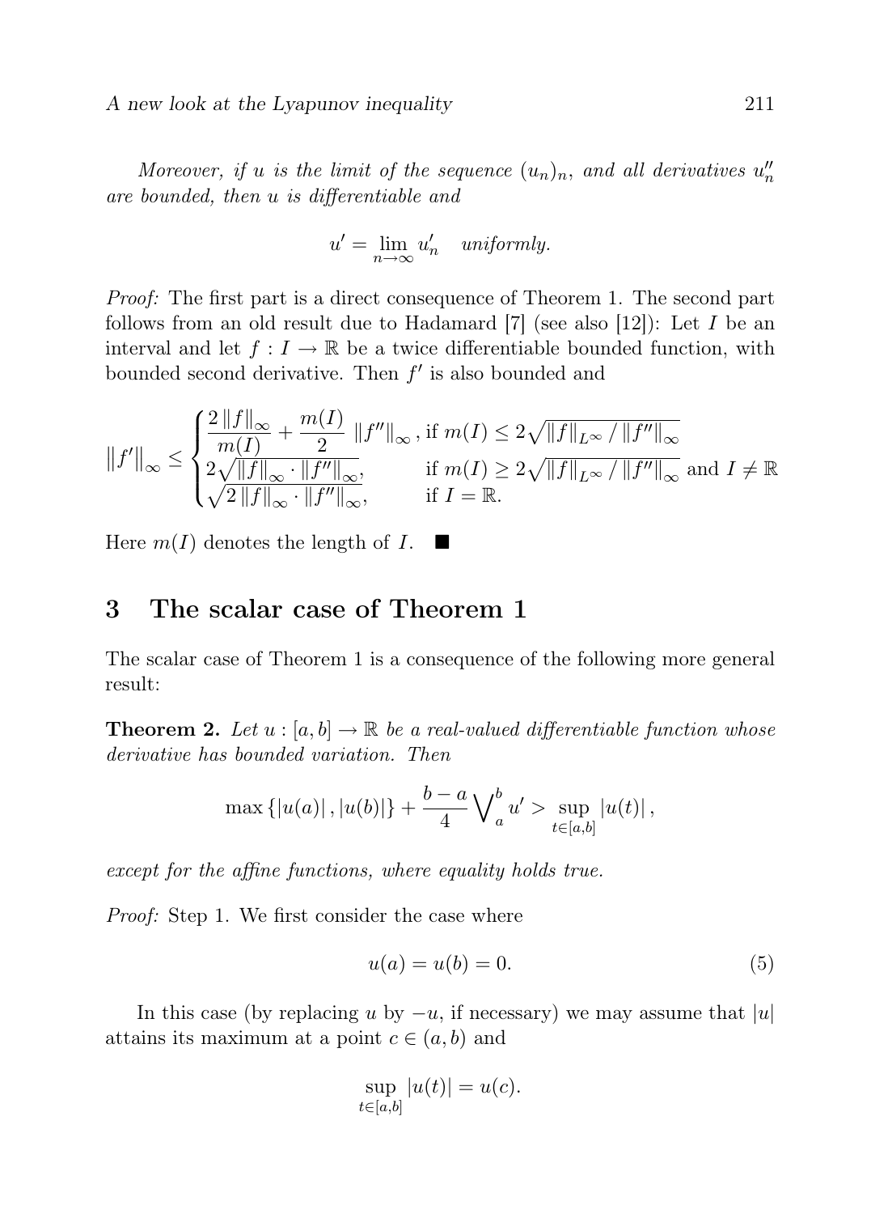*Moreover, if $u$ is the limit of the sequence $(u_n)_n$, and all derivatives $u_n''$ are bounded, then $u$ is differentiable and*

$$u' = \lim_{n\to\infty} u_n' \quad \textit{uniformly.}$$

*Proof:* The first part is a direct consequence of Theorem 1. The second part follows from an old result due to Hadamard [7] (see also [12]): Let $I$ be an interval and let $f : I \to \mathbb{R}$ be a twice differentiable bounded function, with bounded second derivative. Then $f'$ is also bounded and

$$\|f'\|_\infty \leq \begin{cases} \dfrac{2\,\|f\|_\infty}{m(I)} + \dfrac{m(I)}{2}\,\|f''\|_\infty\,, & \text{if } m(I) \leq 2\sqrt{\|f\|_{L^\infty} / \|f''\|_\infty} \\ 2\sqrt{\|f\|_\infty \cdot \|f''\|_\infty}, & \text{if } m(I) \geq 2\sqrt{\|f\|_{L^\infty} / \|f''\|_\infty} \text{ and } I \neq \mathbb{R} \\ \sqrt{2\,\|f\|_\infty \cdot \|f''\|_\infty}, & \text{if } I = \mathbb{R}. \end{cases}$$

Here $m(I)$ denotes the length of $I$. ■

## 3 The scalar case of Theorem 1

The scalar case of Theorem 1 is a consequence of the following more general result:

**Theorem 2.** *Let $u : [a,b] \to \mathbb{R}$ be a real-valued differentiable function whose derivative has bounded variation. Then*

$$\max\{|u(a)|\,, |u(b)|\} + \frac{b-a}{4}\bigvee_a^b u' > \sup_{t\in[a,b]} |u(t)|\,,$$

*except for the affine functions, where equality holds true.*

*Proof:* Step 1. We first consider the case where

$$u(a) = u(b) = 0. \tag{5}$$

In this case (by replacing $u$ by $-u$, if necessary) we may assume that $|u|$ attains its maximum at a point $c \in (a,b)$ and

$$\sup_{t\in[a,b]} |u(t)| = u(c).$$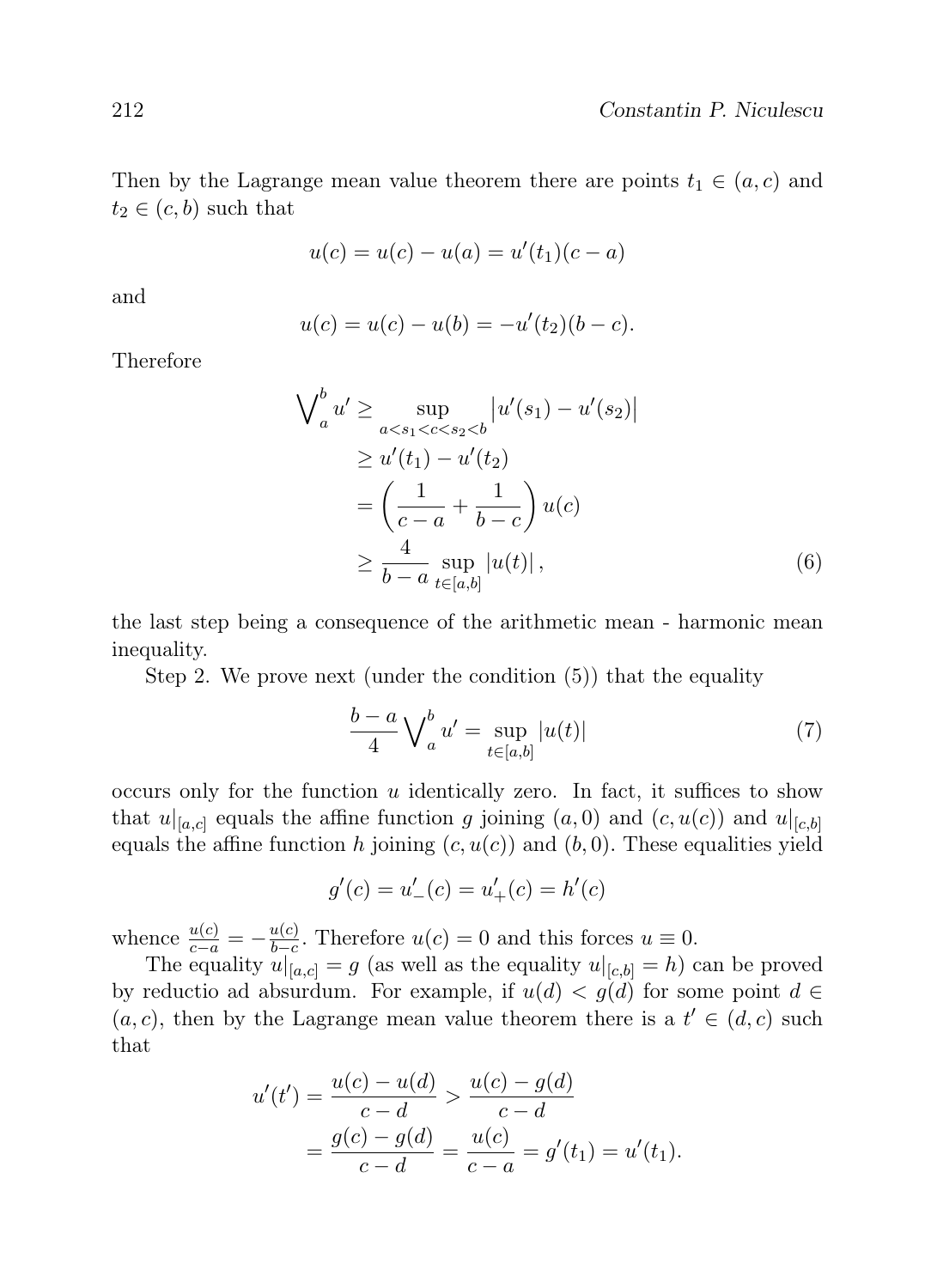Then by the Lagrange mean value theorem there are points $t_1 \in (a, c)$ and $t_2 \in (c, b)$ such that

$$u(c) = u(c) - u(a) = u'(t_1)(c - a)$$

and

$$u(c) = u(c) - u(b) = -u'(t_2)(b - c).$$

Therefore

$$\begin{aligned}
\bigvee_a^b u' &\geq \sup_{a<s_1<c<s_2<b} \left|u'(s_1) - u'(s_2)\right| \\
&\geq u'(t_1) - u'(t_2) \\
&= \left(\frac{1}{c-a} + \frac{1}{b-c}\right) u(c) \\
&\geq \frac{4}{b-a} \sup_{t \in [a,b]} |u(t)|, \qquad (6)
\end{aligned}$$

the last step being a consequence of the arithmetic mean - harmonic mean inequality.

Step 2. We prove next (under the condition (5)) that the equality

$$\frac{b-a}{4} \bigvee_a^b u' = \sup_{t \in [a,b]} |u(t)| \qquad (7)$$

occurs only for the function $u$ identically zero. In fact, it suffices to show that $u|_{[a,c]}$ equals the affine function $g$ joining $(a, 0)$ and $(c, u(c))$ and $u|_{[c,b]}$ equals the affine function $h$ joining $(c, u(c))$ and $(b, 0)$. These equalities yield

$$g'(c) = u'_-(c) = u'_+(c) = h'(c)$$

whence $\frac{u(c)}{c-a} = -\frac{u(c)}{b-c}$. Therefore $u(c) = 0$ and this forces $u \equiv 0$.

The equality $u|_{[a,c]} = g$ (as well as the equality $u|_{[c,b]} = h$) can be proved by reductio ad absurdum. For example, if $u(d) < g(d)$ for some point $d \in (a, c)$, then by the Lagrange mean value theorem there is a $t' \in (d, c)$ such that

$$\begin{aligned}
u'(t') &= \frac{u(c) - u(d)}{c - d} > \frac{u(c) - g(d)}{c - d} \\
&= \frac{g(c) - g(d)}{c - d} = \frac{u(c)}{c - a} = g'(t_1) = u'(t_1).
\end{aligned}$$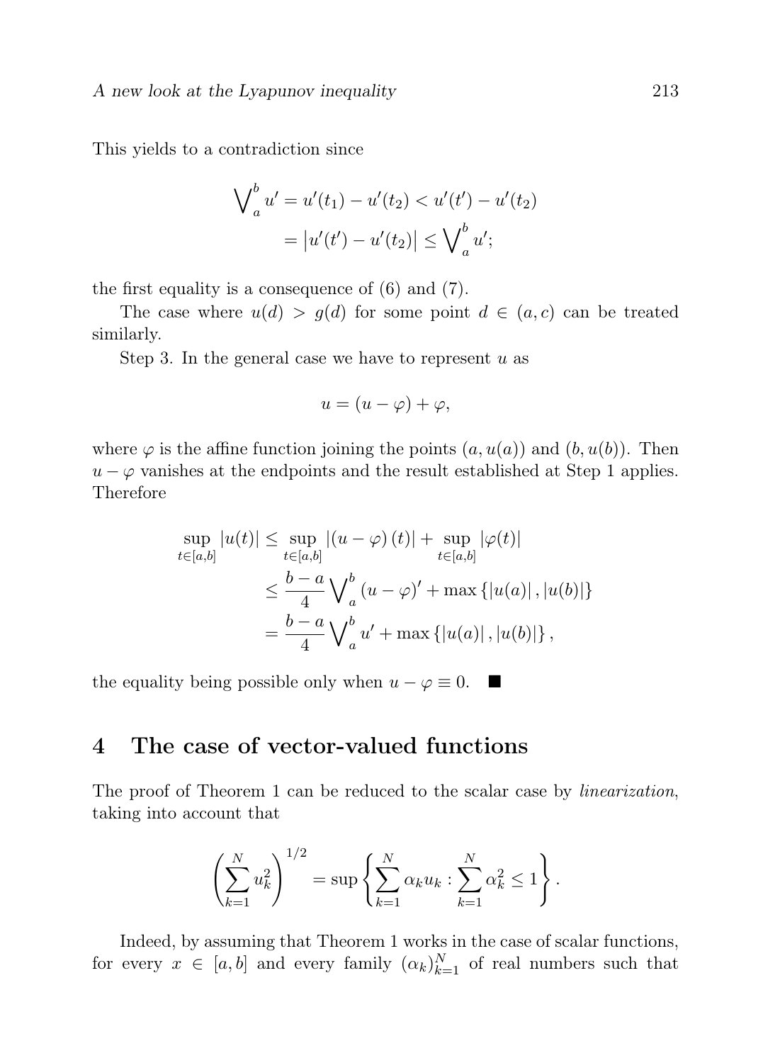This yields to a contradiction since

$$\bigvee_a^b u' = u'(t_1) - u'(t_2) < u'(t') - u'(t_2)$$
$$= \left|u'(t') - u'(t_2)\right| \leq \bigvee_a^b u';$$

the first equality is a consequence of (6) and (7).

The case where $u(d) > g(d)$ for some point $d \in (a, c)$ can be treated similarly.

Step 3. In the general case we have to represent $u$ as

$$u = (u - \varphi) + \varphi,$$

where $\varphi$ is the affine function joining the points $(a, u(a))$ and $(b, u(b))$. Then $u - \varphi$ vanishes at the endpoints and the result established at Step 1 applies. Therefore

$$\begin{aligned}
\sup_{t\in[a,b]} |u(t)| &\leq \sup_{t\in[a,b]} |(u-\varphi)(t)| + \sup_{t\in[a,b]} |\varphi(t)| \\
&\leq \frac{b-a}{4} \bigvee_a^b (u-\varphi)' + \max\{|u(a)|, |u(b)|\} \\
&= \frac{b-a}{4} \bigvee_a^b u' + \max\{|u(a)|, |u(b)|\},
\end{aligned}$$

the equality being possible only when $u - \varphi \equiv 0$. ■

## 4 The case of vector-valued functions

The proof of Theorem 1 can be reduced to the scalar case by *linearization*, taking into account that

$$\left(\sum_{k=1}^N u_k^2\right)^{1/2} = \sup\left\{\sum_{k=1}^N \alpha_k u_k : \sum_{k=1}^N \alpha_k^2 \leq 1\right\}.$$

Indeed, by assuming that Theorem 1 works in the case of scalar functions, for every $x \in [a, b]$ and every family $(\alpha_k)_{k=1}^N$ of real numbers such that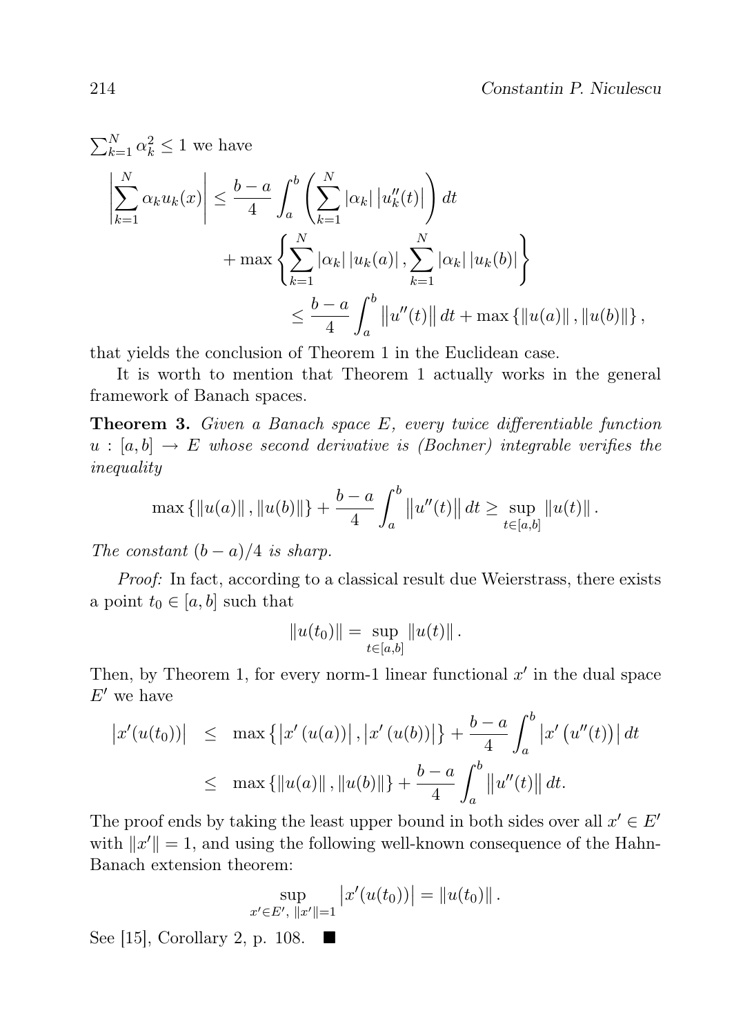$\sum_{k=1}^{N} \alpha_k^2 \leq 1$ we have

$$\left| \sum_{k=1}^{N} \alpha_k u_k(x) \right| \leq \frac{b-a}{4} \int_a^b \left( \sum_{k=1}^{N} |\alpha_k| \left| u_k''(t) \right| \right) dt$$
$$+ \max \left\{ \sum_{k=1}^{N} |\alpha_k| \left| u_k(a) \right|, \sum_{k=1}^{N} |\alpha_k| \left| u_k(b) \right| \right\}$$
$$\leq \frac{b-a}{4} \int_a^b \left\| u''(t) \right\| dt + \max \left\{ \left\| u(a) \right\|, \left\| u(b) \right\| \right\},$$

that yields the conclusion of Theorem 1 in the Euclidean case.

It is worth to mention that Theorem 1 actually works in the general framework of Banach spaces.

**Theorem 3.** *Given a Banach space $E$, every twice differentiable function $u : [a,b] \to E$ whose second derivative is (Bochner) integrable verifies the inequality*

$$\max \left\{ \left\| u(a) \right\|, \left\| u(b) \right\| \right\} + \frac{b-a}{4} \int_a^b \left\| u''(t) \right\| dt \geq \sup_{t \in [a,b]} \left\| u(t) \right\|.$$

*The constant $(b-a)/4$ is sharp.*

*Proof:* In fact, according to a classical result due Weierstrass, there exists a point $t_0 \in [a,b]$ such that

$$\left\| u(t_0) \right\| = \sup_{t \in [a,b]} \left\| u(t) \right\|.$$

Then, by Theorem 1, for every norm-1 linear functional $x'$ in the dual space $E'$ we have

$$\begin{aligned}
\left| x'(u(t_0)) \right| &\leq \max \left\{ \left| x'(u(a)) \right|, \left| x'(u(b)) \right| \right\} + \frac{b-a}{4} \int_a^b \left| x'\left(u''(t)\right) \right| dt \\
&\leq \max \left\{ \left\| u(a) \right\|, \left\| u(b) \right\| \right\} + \frac{b-a}{4} \int_a^b \left\| u''(t) \right\| dt.
\end{aligned}$$

The proof ends by taking the least upper bound in both sides over all $x' \in E'$ with $\|x'\| = 1$, and using the following well-known consequence of the Hahn-Banach extension theorem:

$$\sup_{x' \in E',\ \|x'\|=1} \left| x'(u(t_0)) \right| = \left\| u(t_0) \right\|.$$

See [15], Corollary 2, p. 108. ■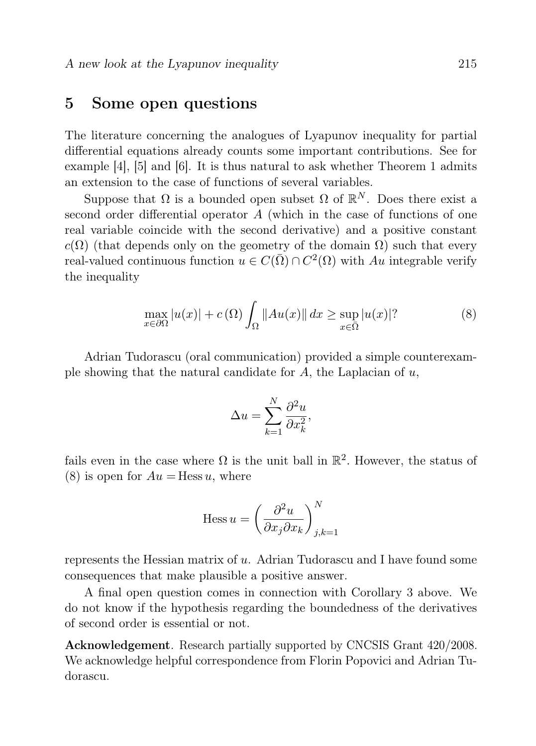## 5 Some open questions

The literature concerning the analogues of Lyapunov inequality for partial differential equations already counts some important contributions. See for example [4], [5] and [6]. It is thus natural to ask whether Theorem 1 admits an extension to the case of functions of several variables.

Suppose that $\Omega$ is a bounded open subset $\Omega$ of $\mathbb{R}^N$. Does there exist a second order differential operator $A$ (which in the case of functions of one real variable coincide with the second derivative) and a positive constant $c(\Omega)$ (that depends only on the geometry of the domain $\Omega$) such that every real-valued continuous function $u \in C(\bar{\Omega}) \cap C^2(\Omega)$ with $Au$ integrable verify the inequality

$$\max_{x \in \partial\Omega} |u(x)| + c(\Omega) \int_{\Omega} \|Au(x)\| \, dx \geq \sup_{x \in \bar{\Omega}} |u(x)|? \tag{8}$$

Adrian Tudorascu (oral communication) provided a simple counterexample showing that the natural candidate for $A$, the Laplacian of $u$,

$$\Delta u = \sum_{k=1}^{N} \frac{\partial^2 u}{\partial x_k^2},$$

fails even in the case where $\Omega$ is the unit ball in $\mathbb{R}^2$. However, the status of (8) is open for $Au = \operatorname{Hess} u$, where

$$\operatorname{Hess} u = \left( \frac{\partial^2 u}{\partial x_j \partial x_k} \right)_{j,k=1}^{N}$$

represents the Hessian matrix of $u$. Adrian Tudorascu and I have found some consequences that make plausible a positive answer.

A final open question comes in connection with Corollary 3 above. We do not know if the hypothesis regarding the boundedness of the derivatives of second order is essential or not.

**Acknowledgement**. Research partially supported by CNCSIS Grant 420/2008. We acknowledge helpful correspondence from Florin Popovici and Adrian Tudorascu.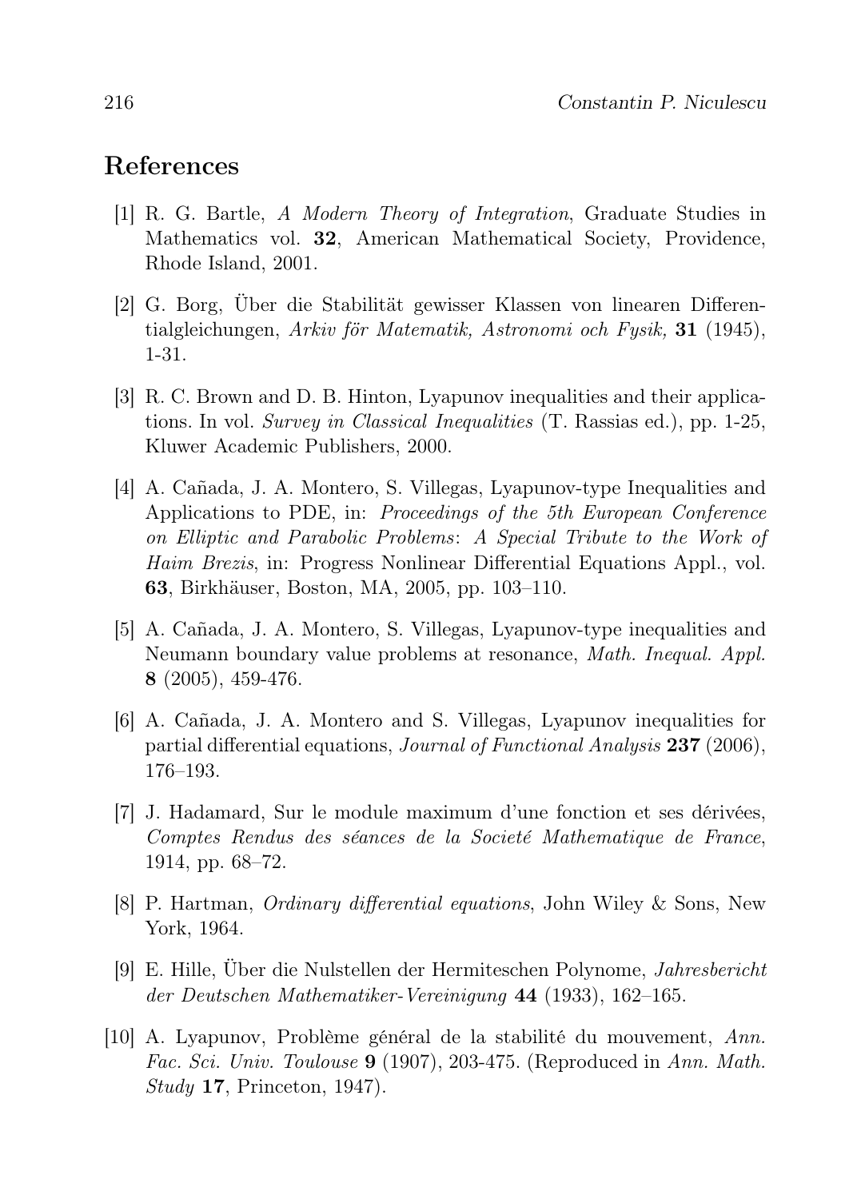## References

[1] R. G. Bartle, *A Modern Theory of Integration*, Graduate Studies in Mathematics vol. **32**, American Mathematical Society, Providence, Rhode Island, 2001.

[2] G. Borg, Über die Stabilität gewisser Klassen von linearen Differentialgleichungen, *Arkiv för Matematik, Astronomi och Fysik,* **31** (1945), 1-31.

[3] R. C. Brown and D. B. Hinton, Lyapunov inequalities and their applications. In vol. *Survey in Classical Inequalities* (T. Rassias ed.), pp. 1-25, Kluwer Academic Publishers, 2000.

[4] A. Cañada, J. A. Montero, S. Villegas, Lyapunov-type Inequalities and Applications to PDE, in: *Proceedings of the 5th European Conference on Elliptic and Parabolic Problems*: *A Special Tribute to the Work of Haim Brezis*, in: Progress Nonlinear Differential Equations Appl., vol. **63**, Birkhäuser, Boston, MA, 2005, pp. 103–110.

[5] A. Cañada, J. A. Montero, S. Villegas, Lyapunov-type inequalities and Neumann boundary value problems at resonance, *Math. Inequal. Appl.* **8** (2005), 459-476.

[6] A. Cañada, J. A. Montero and S. Villegas, Lyapunov inequalities for partial differential equations, *Journal of Functional Analysis* **237** (2006), 176–193.

[7] J. Hadamard, Sur le module maximum d'une fonction et ses dérivées, *Comptes Rendus des séances de la Societé Mathematique de France*, 1914, pp. 68–72.

[8] P. Hartman, *Ordinary differential equations*, John Wiley & Sons, New York, 1964.

[9] E. Hille, Über die Nulstellen der Hermiteschen Polynome, *Jahresbericht der Deutschen Mathematiker-Vereinigung* **44** (1933), 162–165.

[10] A. Lyapunov, Problème général de la stabilité du mouvement, *Ann. Fac. Sci. Univ. Toulouse* **9** (1907), 203-475. (Reproduced in *Ann. Math. Study* **17**, Princeton, 1947).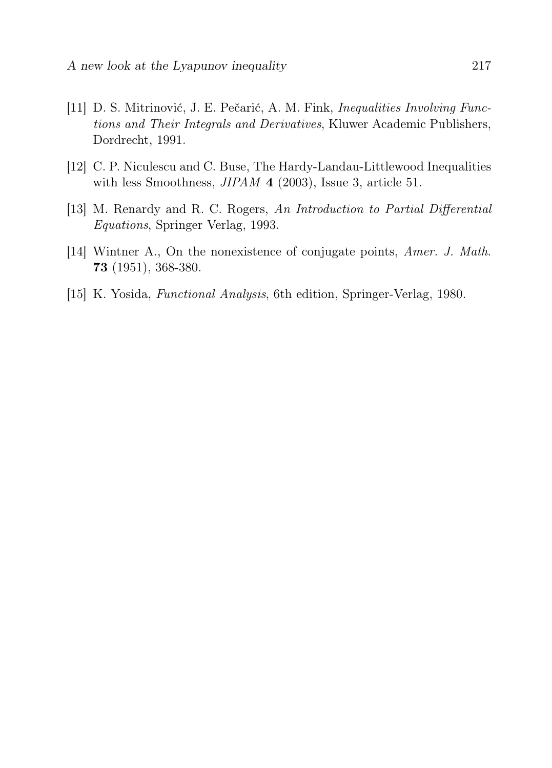[11] D. S. Mitrinović, J. E. Pečarić, A. M. Fink, *Inequalities Involving Functions and Their Integrals and Derivatives*, Kluwer Academic Publishers, Dordrecht, 1991.

[12] C. P. Niculescu and C. Buse, The Hardy-Landau-Littlewood Inequalities with less Smoothness, *JIPAM* **4** (2003), Issue 3, article 51.

[13] M. Renardy and R. C. Rogers, *An Introduction to Partial Differential Equations*, Springer Verlag, 1993.

[14] Wintner A., On the nonexistence of conjugate points, *Amer. J. Math.* **73** (1951), 368-380.

[15] K. Yosida, *Functional Analysis*, 6th edition, Springer-Verlag, 1980.